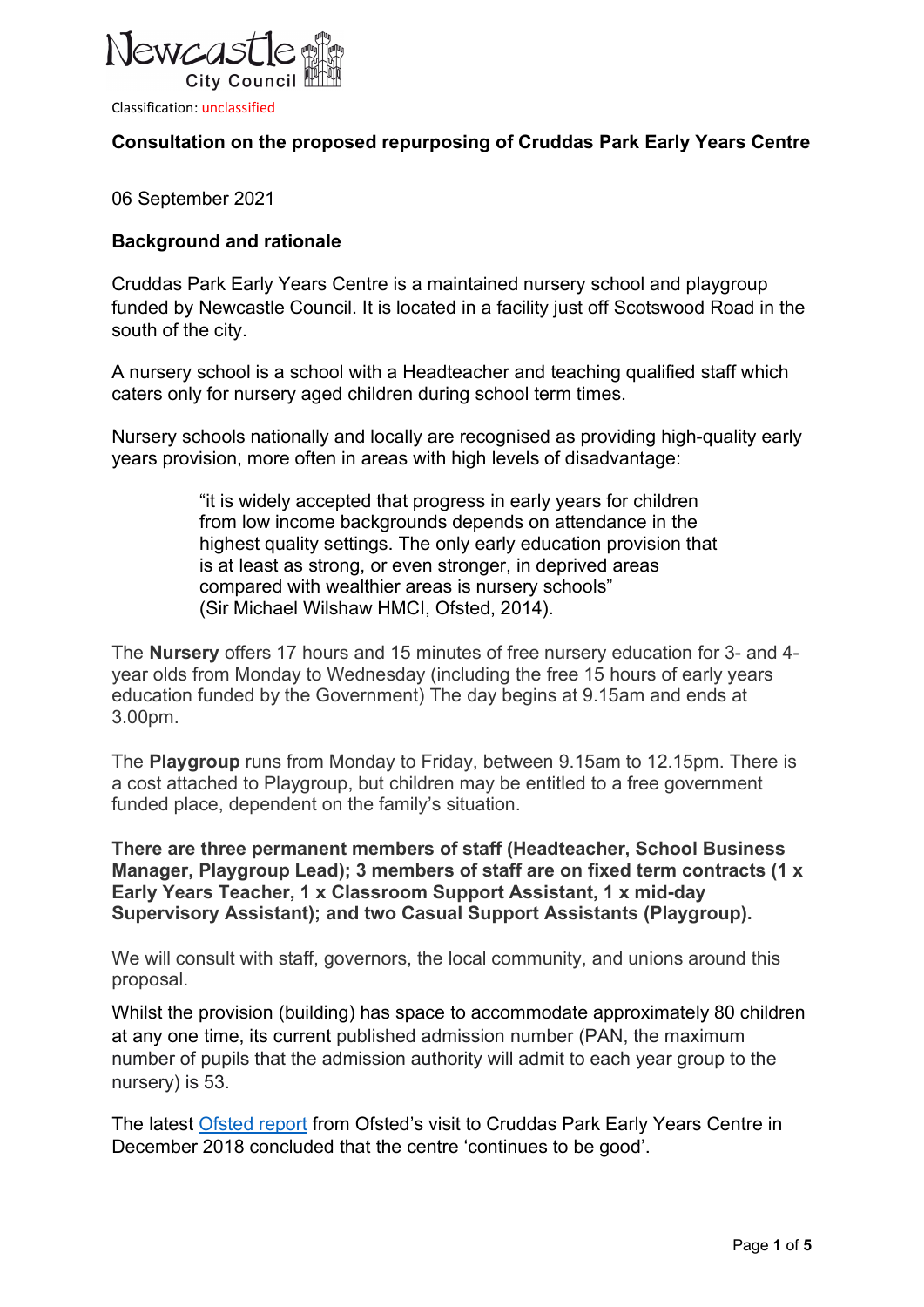Newcastle City Council

Classification: unclassified

**Consultation on the proposed repurposing of Cruddas Park Early Years Centre**

06 September 2021

**Background and rationale**

Cruddas Park Early Years Centre is a maintained nursery school and playgroup funded by Newcastle Council. It is located in a facility just off Scotswood Road in the south of the city.

A nursery school is a school with a Headteacher and teaching qualified staff which caters only for nursery aged children during school term times.

Nursery schools nationally and locally are recognised as providing high-quality early years provision, more often in areas with high levels of disadvantage:

> "it is widely accepted that progress in early years for children from low income backgrounds depends on attendance in the highest quality settings. The only early education provision that is at least as strong, or even stronger, in deprived areas compared with wealthier areas is nursery schools"
> (Sir Michael Wilshaw HMCI, Ofsted, 2014).

The **Nursery** offers 17 hours and 15 minutes of free nursery education for 3- and 4-year olds from Monday to Wednesday (including the free 15 hours of early years education funded by the Government) The day begins at 9.15am and ends at 3.00pm.

The **Playgroup** runs from Monday to Friday, between 9.15am to 12.15pm. There is a cost attached to Playgroup, but children may be entitled to a free government funded place, dependent on the family's situation.

**There are three permanent members of staff (Headteacher, School Business Manager, Playgroup Lead); 3 members of staff are on fixed term contracts (1 x Early Years Teacher, 1 x Classroom Support Assistant, 1 x mid-day Supervisory Assistant); and two Casual Support Assistants (Playgroup).**

We will consult with staff, governors, the local community, and unions around this proposal.

Whilst the provision (building) has space to accommodate approximately 80 children at any one time, its current published admission number (PAN, the maximum number of pupils that the admission authority will admit to each year group to the nursery) is 53.

The latest Ofsted report from Ofsted's visit to Cruddas Park Early Years Centre in December 2018 concluded that the centre 'continues to be good'.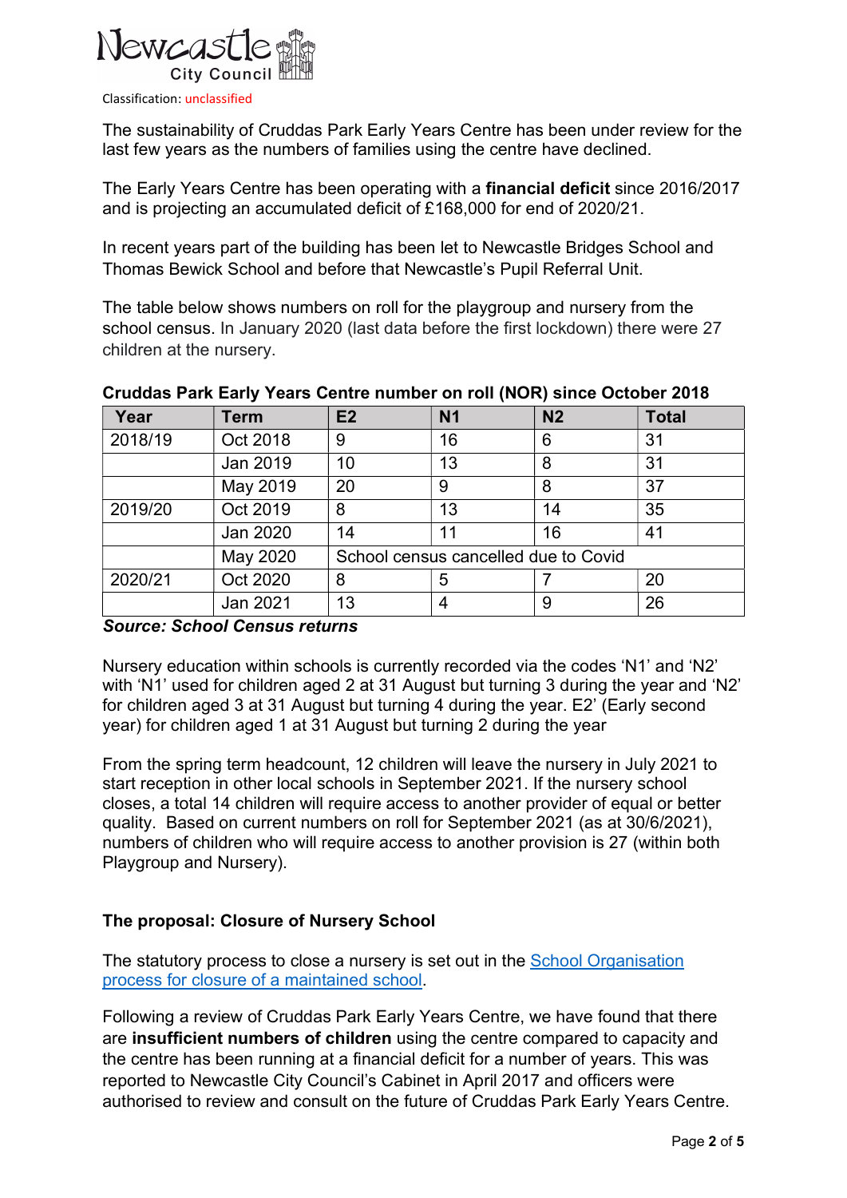Classification: unclassified

The sustainability of Cruddas Park Early Years Centre has been under review for the last few years as the numbers of families using the centre have declined.

The Early Years Centre has been operating with a **financial deficit** since 2016/2017 and is projecting an accumulated deficit of £168,000 for end of 2020/21.

In recent years part of the building has been let to Newcastle Bridges School and Thomas Bewick School and before that Newcastle's Pupil Referral Unit.

The table below shows numbers on roll for the playgroup and nursery from the school census. In January 2020 (last data before the first lockdown) there were 27 children at the nursery.

**Cruddas Park Early Years Centre number on roll (NOR) since October 2018**

| Year | Term | E2 | N1 | N2 | Total |
|---|---|---|---|---|---|
| 2018/19 | Oct 2018 | 9 | 16 | 6 | 31 |
| | Jan 2019 | 10 | 13 | 8 | 31 |
| | May 2019 | 20 | 9 | 8 | 37 |
| 2019/20 | Oct 2019 | 8 | 13 | 14 | 35 |
| | Jan 2020 | 14 | 11 | 16 | 41 |
| | May 2020 | School census cancelled due to Covid | | | |
| 2020/21 | Oct 2020 | 8 | 5 | 7 | 20 |
| | Jan 2021 | 13 | 4 | 9 | 26 |

***Source: School Census returns***

Nursery education within schools is currently recorded via the codes 'N1' and 'N2' with 'N1' used for children aged 2 at 31 August but turning 3 during the year and 'N2' for children aged 3 at 31 August but turning 4 during the year. E2' (Early second year) for children aged 1 at 31 August but turning 2 during the year

From the spring term headcount, 12 children will leave the nursery in July 2021 to start reception in other local schools in September 2021. If the nursery school closes, a total 14 children will require access to another provider of equal or better quality. Based on current numbers on roll for September 2021 (as at 30/6/2021), numbers of children who will require access to another provision is 27 (within both Playgroup and Nursery).

## The proposal: Closure of Nursery School

The statutory process to close a nursery is set out in the School Organisation process for closure of a maintained school.

Following a review of Cruddas Park Early Years Centre, we have found that there are **insufficient numbers of children** using the centre compared to capacity and the centre has been running at a financial deficit for a number of years. This was reported to Newcastle City Council's Cabinet in April 2017 and officers were authorised to review and consult on the future of Cruddas Park Early Years Centre.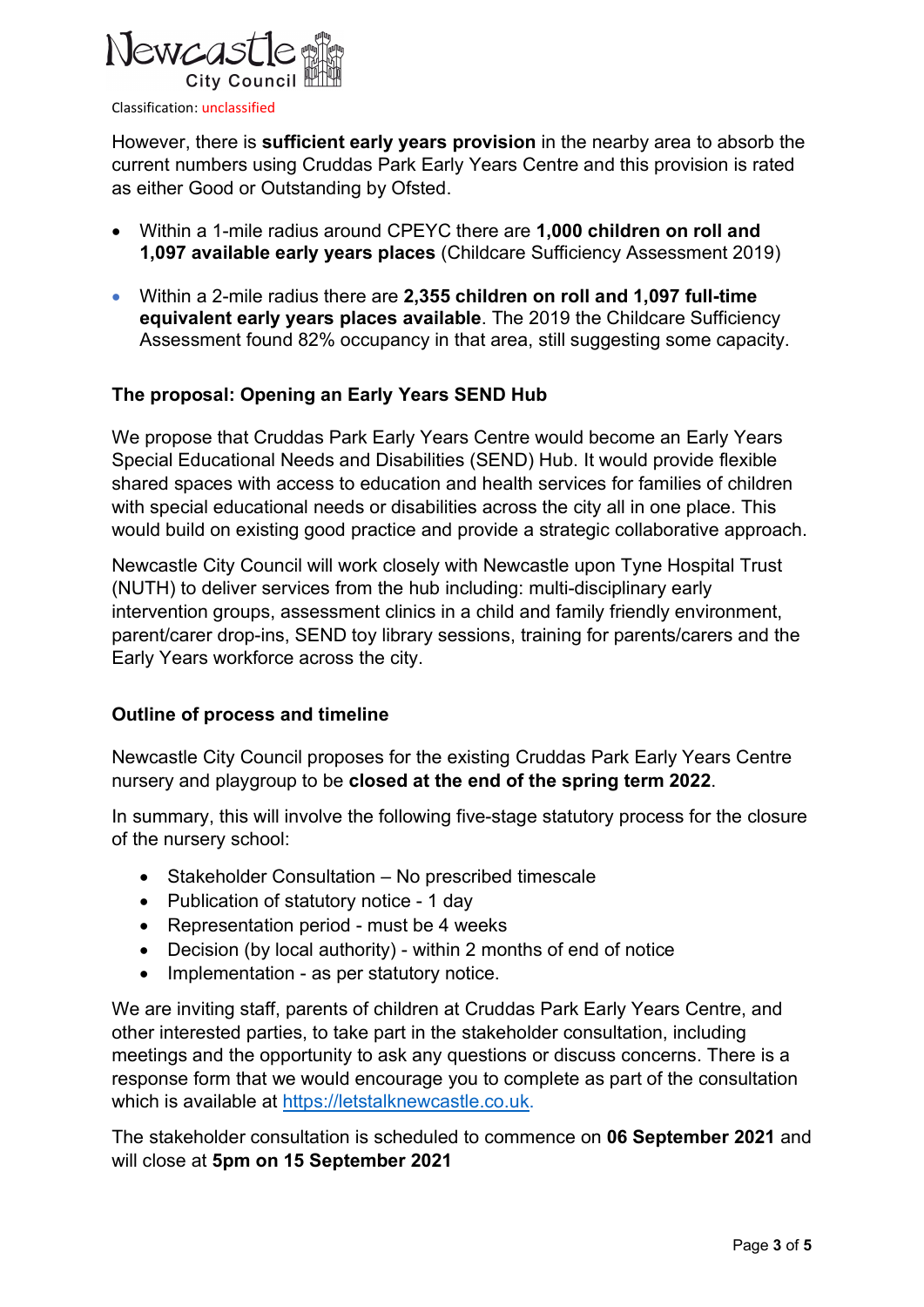Classification: unclassified

However, there is **sufficient early years provision** in the nearby area to absorb the current numbers using Cruddas Park Early Years Centre and this provision is rated as either Good or Outstanding by Ofsted.

- Within a 1-mile radius around CPEYC there are **1,000 children on roll and 1,097 available early years places** (Childcare Sufficiency Assessment 2019)
- Within a 2-mile radius there are **2,355 children on roll and 1,097 full-time equivalent early years places available**. The 2019 the Childcare Sufficiency Assessment found 82% occupancy in that area, still suggesting some capacity.

### The proposal: Opening an Early Years SEND Hub

We propose that Cruddas Park Early Years Centre would become an Early Years Special Educational Needs and Disabilities (SEND) Hub. It would provide flexible shared spaces with access to education and health services for families of children with special educational needs or disabilities across the city all in one place. This would build on existing good practice and provide a strategic collaborative approach.

Newcastle City Council will work closely with Newcastle upon Tyne Hospital Trust (NUTH) to deliver services from the hub including: multi-disciplinary early intervention groups, assessment clinics in a child and family friendly environment, parent/carer drop-ins, SEND toy library sessions, training for parents/carers and the Early Years workforce across the city.

### Outline of process and timeline

Newcastle City Council proposes for the existing Cruddas Park Early Years Centre nursery and playgroup to be **closed at the end of the spring term 2022**.

In summary, this will involve the following five-stage statutory process for the closure of the nursery school:

- Stakeholder Consultation – No prescribed timescale
- Publication of statutory notice - 1 day
- Representation period - must be 4 weeks
- Decision (by local authority) - within 2 months of end of notice
- Implementation - as per statutory notice.

We are inviting staff, parents of children at Cruddas Park Early Years Centre, and other interested parties, to take part in the stakeholder consultation, including meetings and the opportunity to ask any questions or discuss concerns. There is a response form that we would encourage you to complete as part of the consultation which is available at https://letstalknewcastle.co.uk.

The stakeholder consultation is scheduled to commence on **06 September 2021** and will close at **5pm on 15 September 2021**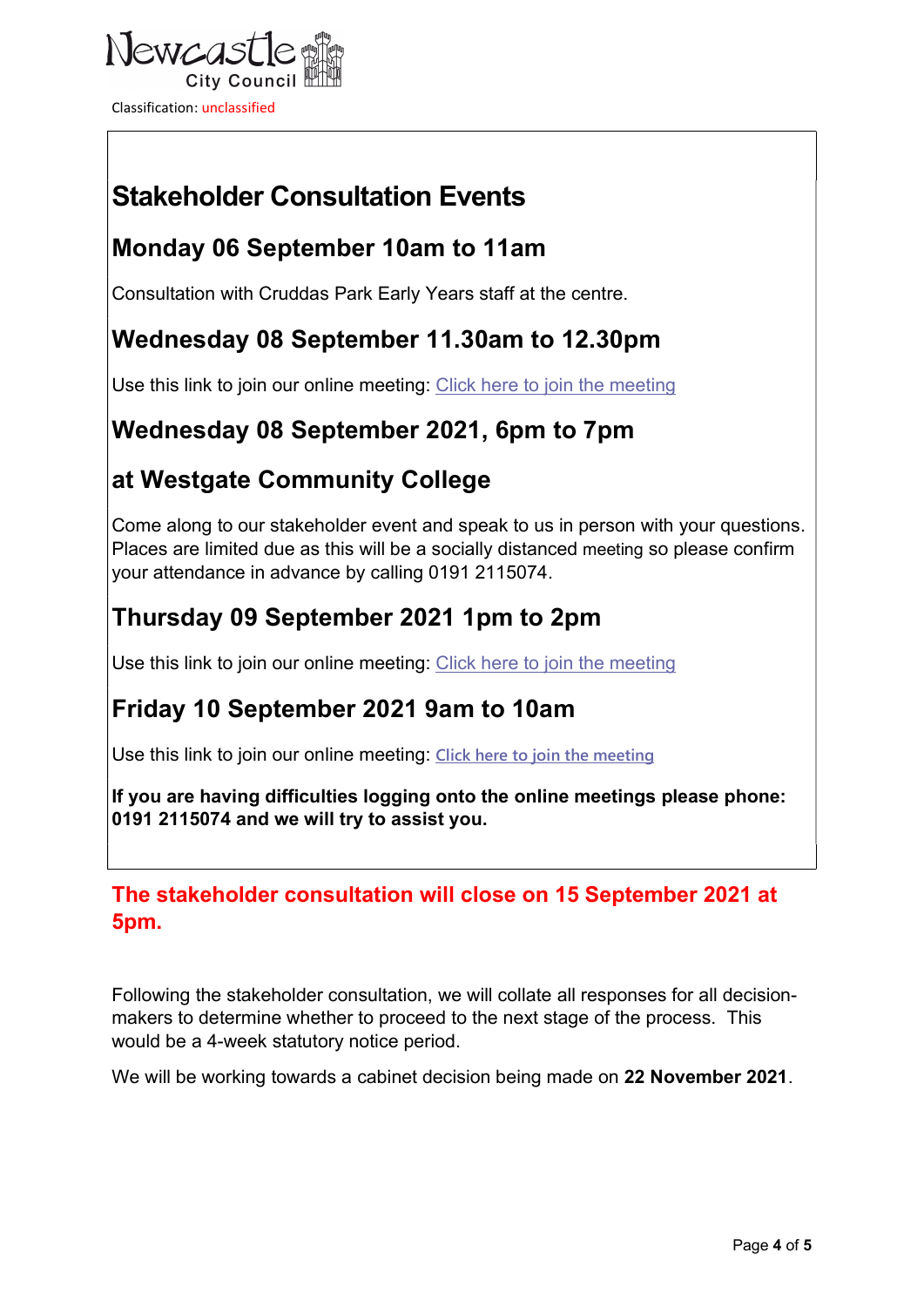Classification: unclassified

# Stakeholder Consultation Events

## Monday 06 September 10am to 11am

Consultation with Cruddas Park Early Years staff at the centre.

## Wednesday 08 September 11.30am to 12.30pm

Use this link to join our online meeting: Click here to join the meeting

## Wednesday 08 September 2021, 6pm to 7pm

## at Westgate Community College

Come along to our stakeholder event and speak to us in person with your questions. Places are limited due as this will be a socially distanced meeting so please confirm your attendance in advance by calling 0191 2115074.

## Thursday 09 September 2021 1pm to 2pm

Use this link to join our online meeting: Click here to join the meeting

## Friday 10 September 2021 9am to 10am

Use this link to join our online meeting: Click here to join the meeting

**If you are having difficulties logging onto the online meetings please phone: 0191 2115074 and we will try to assist you.**

**The stakeholder consultation will close on 15 September 2021 at 5pm.**

Following the stakeholder consultation, we will collate all responses for all decision-makers to determine whether to proceed to the next stage of the process. This would be a 4-week statutory notice period.

We will be working towards a cabinet decision being made on **22 November 2021**.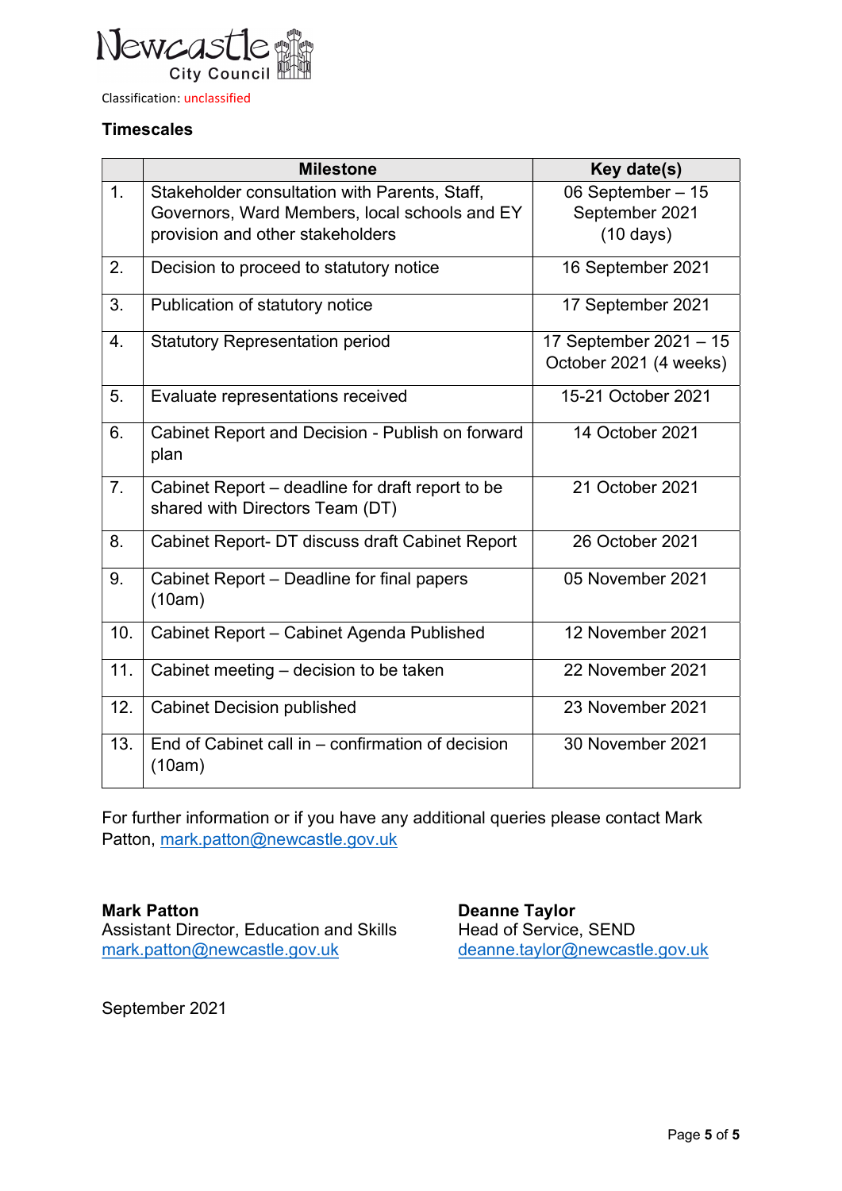Classification: unclassified

### Timescales

| | Milestone | Key date(s) |
|---|---|---|
| 1. | Stakeholder consultation with Parents, Staff, Governors, Ward Members, local schools and EY provision and other stakeholders | 06 September – 15 September 2021 (10 days) |
| 2. | Decision to proceed to statutory notice | 16 September 2021 |
| 3. | Publication of statutory notice | 17 September 2021 |
| 4. | Statutory Representation period | 17 September 2021 – 15 October 2021 (4 weeks) |
| 5. | Evaluate representations received | 15-21 October 2021 |
| 6. | Cabinet Report and Decision - Publish on forward plan | 14 October 2021 |
| 7. | Cabinet Report – deadline for draft report to be shared with Directors Team (DT) | 21 October 2021 |
| 8. | Cabinet Report- DT discuss draft Cabinet Report | 26 October 2021 |
| 9. | Cabinet Report – Deadline for final papers (10am) | 05 November 2021 |
| 10. | Cabinet Report – Cabinet Agenda Published | 12 November 2021 |
| 11. | Cabinet meeting – decision to be taken | 22 November 2021 |
| 12. | Cabinet Decision published | 23 November 2021 |
| 13. | End of Cabinet call in – confirmation of decision (10am) | 30 November 2021 |

For further information or if you have any additional queries please contact Mark Patton, mark.patton@newcastle.gov.uk

**Mark Patton**
Assistant Director, Education and Skills
mark.patton@newcastle.gov.uk

**Deanne Taylor**
Head of Service, SEND
deanne.taylor@newcastle.gov.uk

September 2021